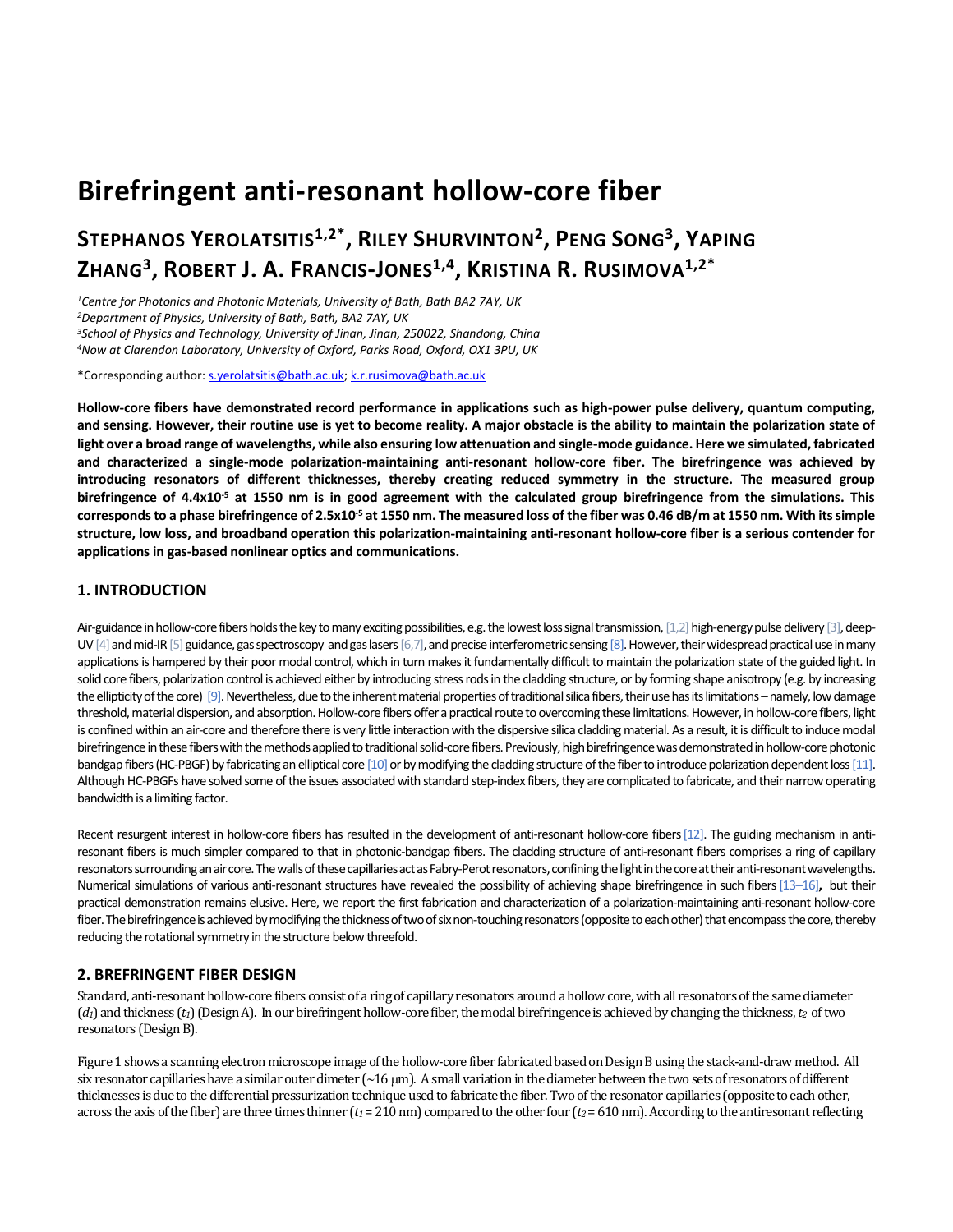# Birefringent anti-resonant hollow-core fiber

**STEPHANOS YEROLATSITIS[1,2*], RILEY SHURVINTON[2], PENG SONG[3], YAPING ZHANG[3], ROBERT J. A. FRANCIS-JONES[1,4], KRISTINA R. RUSIMOVA[1,2*]**

*[1]Centre for Photonics and Photonic Materials, University of Bath, Bath BA2 7AY, UK*
*[2]Department of Physics, University of Bath, Bath, BA2 7AY, UK*
*[3]School of Physics and Technology, University of Jinan, Jinan, 250022, Shandong, China*
*[4]Now at Clarendon Laboratory, University of Oxford, Parks Road, Oxford, OX1 3PU, UK*

*Corresponding author: s.yerolatsitis@bath.ac.uk; k.r.rusimova@bath.ac.uk

**Hollow-core fibers have demonstrated record performance in applications such as high-power pulse delivery, quantum computing, and sensing. However, their routine use is yet to become reality. A major obstacle is the ability to maintain the polarization state of light over a broad range of wavelengths, while also ensuring low attenuation and single-mode guidance. Here we simulated, fabricated and characterized a single-mode polarization-maintaining anti-resonant hollow-core fiber. The birefringence was achieved by introducing resonators of different thicknesses, thereby creating reduced symmetry in the structure. The measured group birefringence of 4.4x10$^{-5}$ at 1550 nm is in good agreement with the calculated group birefringence from the simulations. This corresponds to a phase birefringence of 2.5x10$^{-5}$ at 1550 nm. The measured loss of the fiber was 0.46 dB/m at 1550 nm. With its simple structure, low loss, and broadband operation this polarization-maintaining anti-resonant hollow-core fiber is a serious contender for applications in gas-based nonlinear optics and communications.**

## 1. INTRODUCTION

Air-guidance in hollow-core fibers holds the key to many exciting possibilities, e.g. the lowest loss signal transmission, [1,2] high-energy pulse delivery [3], deep-UV [4] and mid-IR [5] guidance, gas spectroscopy and gas lasers [6,7], and precise interferometric sensing [8]. However, their widespread practical use in many applications is hampered by their poor modal control, which in turn makes it fundamentally difficult to maintain the polarization state of the guided light. In solid core fibers, polarization control is achieved either by introducing stress rods in the cladding structure, or by forming shape anisotropy (e.g. by increasing the ellipticity of the core) [9]. Nevertheless, due to the inherent material properties of traditional silica fibers, their use has its limitations – namely, low damage threshold, material dispersion, and absorption. Hollow-core fibers offer a practical route to overcoming these limitations. However, in hollow-core fibers, light is confined within an air-core and therefore there is very little interaction with the dispersive silica cladding material. As a result, it is difficult to induce modal birefringence in these fibers with the methods applied to traditional solid-core fibers. Previously, high birefringence was demonstrated in hollow-core photonic bandgap fibers (HC-PBGF) by fabricating an elliptical core [10] or by modifying the cladding structure of the fiber to introduce polarization dependent loss [11]. Although HC-PBGFs have solved some of the issues associated with standard step-index fibers, they are complicated to fabricate, and their narrow operating bandwidth is a limiting factor.

Recent resurgent interest in hollow-core fibers has resulted in the development of anti-resonant hollow-core fibers [12]. The guiding mechanism in anti-resonant fibers is much simpler compared to that in photonic-bandgap fibers. The cladding structure of anti-resonant fibers comprises a ring of capillary resonators surrounding an air core. The walls of these capillaries act as Fabry-Perot resonators, confining the light in the core at their anti-resonant wavelengths. Numerical simulations of various anti-resonant structures have revealed the possibility of achieving shape birefringence in such fibers [13–16], but their practical demonstration remains elusive. Here, we report the first fabrication and characterization of a polarization-maintaining anti-resonant hollow-core fiber. The birefringence is achieved by modifying the thickness of two of six non-touching resonators (opposite to each other) that encompass the core, thereby reducing the rotational symmetry in the structure below threefold.

## 2. BREFRINGENT FIBER DESIGN

Standard, anti-resonant hollow-core fibers consist of a ring of capillary resonators around a hollow core, with all resonators of the same diameter ($d_1$) and thickness ($t_1$) (Design A). In our birefringent hollow-core fiber, the modal birefringence is achieved by changing the thickness, $t_2$ of two resonators (Design B).

Figure 1 shows a scanning electron microscope image of the hollow-core fiber fabricated based on Design B using the stack-and-draw method. All six resonator capillaries have a similar outer dimeter (~16 μm). A small variation in the diameter between the two sets of resonators of different thicknesses is due to the differential pressurization technique used to fabricate the fiber. Two of the resonator capillaries (opposite to each other, across the axis of the fiber) are three times thinner ($t_1$ = 210 nm) compared to the other four ($t_2$ = 610 nm). According to the antiresonant reflecting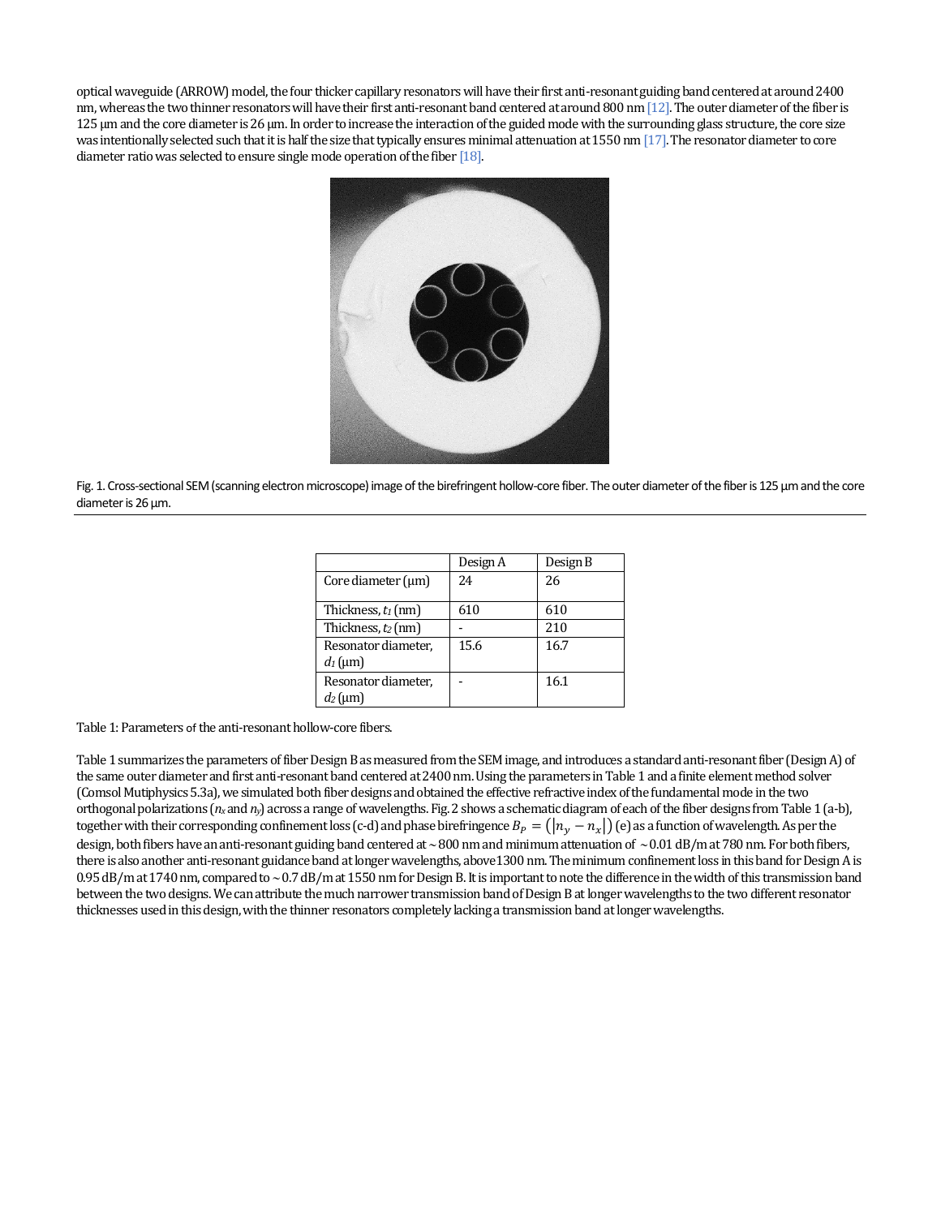optical waveguide (ARROW) model, the four thicker capillary resonators will have their first anti-resonant guiding band centered at around 2400 nm, whereas the two thinner resonators will have their first anti-resonant band centered at around 800 nm [12]. The outer diameter of the fiber is 125 μm and the core diameter is 26 μm. In order to increase the interaction of the guided mode with the surrounding glass structure, the core size was intentionally selected such that it is half the size that typically ensures minimal attenuation at 1550 nm [17]. The resonator diameter to core diameter ratio was selected to ensure single mode operation of the fiber [18].

Fig. 1. Cross-sectional SEM (scanning electron microscope) image of the birefringent hollow-core fiber. The outer diameter of the fiber is 125 μm and the core diameter is 26 μm.

| | Design A | Design B |
|---|---|---|
| Core diameter (μm) | 24 | 26 |
| Thickness, $t_1$ (nm) | 610 | 610 |
| Thickness, $t_2$ (nm) | - | 210 |
| Resonator diameter, $d_1$ (μm) | 15.6 | 16.7 |
| Resonator diameter, $d_2$ (μm) | - | 16.1 |

Table 1: Parameters of the anti-resonant hollow-core fibers.

Table 1 summarizes the parameters of fiber Design B as measured from the SEM image, and introduces a standard anti-resonant fiber (Design A) of the same outer diameter and first anti-resonant band centered at 2400 nm. Using the parameters in Table 1 and a finite element method solver (Comsol Mutiphysics 5.3a), we simulated both fiber designs and obtained the effective refractive index of the fundamental mode in the two orthogonal polarizations ($n_x$ and $n_y$) across a range of wavelengths. Fig. 2 shows a schematic diagram of each of the fiber designs from Table 1 (a-b), together with their corresponding confinement loss (c-d) and phase birefringence $B_P = \left(|n_y - n_x|\right)$ (e) as a function of wavelength. As per the design, both fibers have an anti-resonant guiding band centered at ~800 nm and minimum attenuation of ~0.01 dB/m at 780 nm. For both fibers, there is also another anti-resonant guidance band at longer wavelengths, above 1300 nm. The minimum confinement loss in this band for Design A is 0.95 dB/m at 1740 nm, compared to ~0.7 dB/m at 1550 nm for Design B. It is important to note the difference in the width of this transmission band between the two designs. We can attribute the much narrower transmission band of Design B at longer wavelengths to the two different resonator thicknesses used in this design, with the thinner resonators completely lacking a transmission band at longer wavelengths.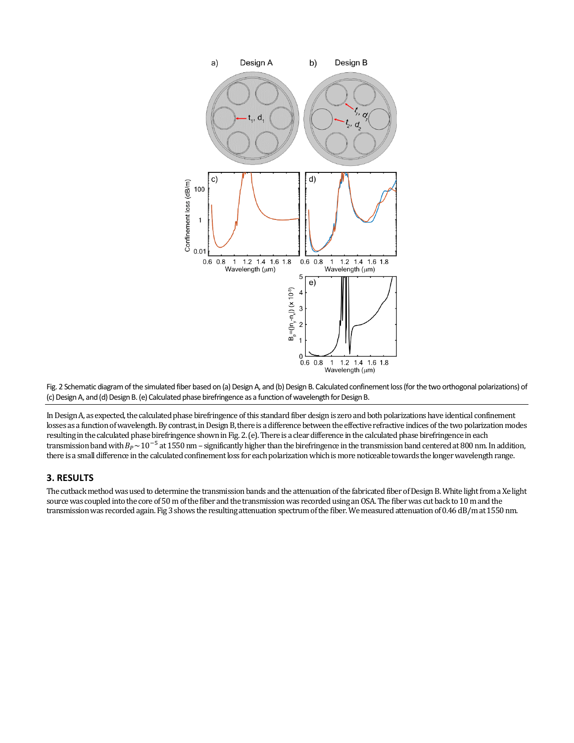Fig. 2 Schematic diagram of the simulated fiber based on (a) Design A, and (b) Design B. Calculated confinement loss (for the two orthogonal polarizations) of (c) Design A, and (d) Design B. (e) Calculated phase birefringence as a function of wavelength for Design B.

In Design A, as expected, the calculated phase birefringence of this standard fiber design is zero and both polarizations have identical confinement losses as a function of wavelength. By contrast, in Design B, there is a difference between the effective refractive indices of the two polarization modes resulting in the calculated phase birefringence shown in Fig. 2. (e). There is a clear difference in the calculated phase birefringence in each transmission band with $B_P \sim 10^{-5}$ at 1550 nm – significantly higher than the birefringence in the transmission band centered at 800 nm. In addition, there is a small difference in the calculated confinement loss for each polarization which is more noticeable towards the longer wavelength range.

## 3. RESULTS

The cutback method was used to determine the transmission bands and the attenuation of the fabricated fiber of Design B. White light from a Xe light source was coupled into the core of 50 m of the fiber and the transmission was recorded using an OSA. The fiber was cut back to 10 m and the transmission was recorded again. Fig 3 shows the resulting attenuation spectrum of the fiber. We measured attenuation of 0.46 dB/m at 1550 nm.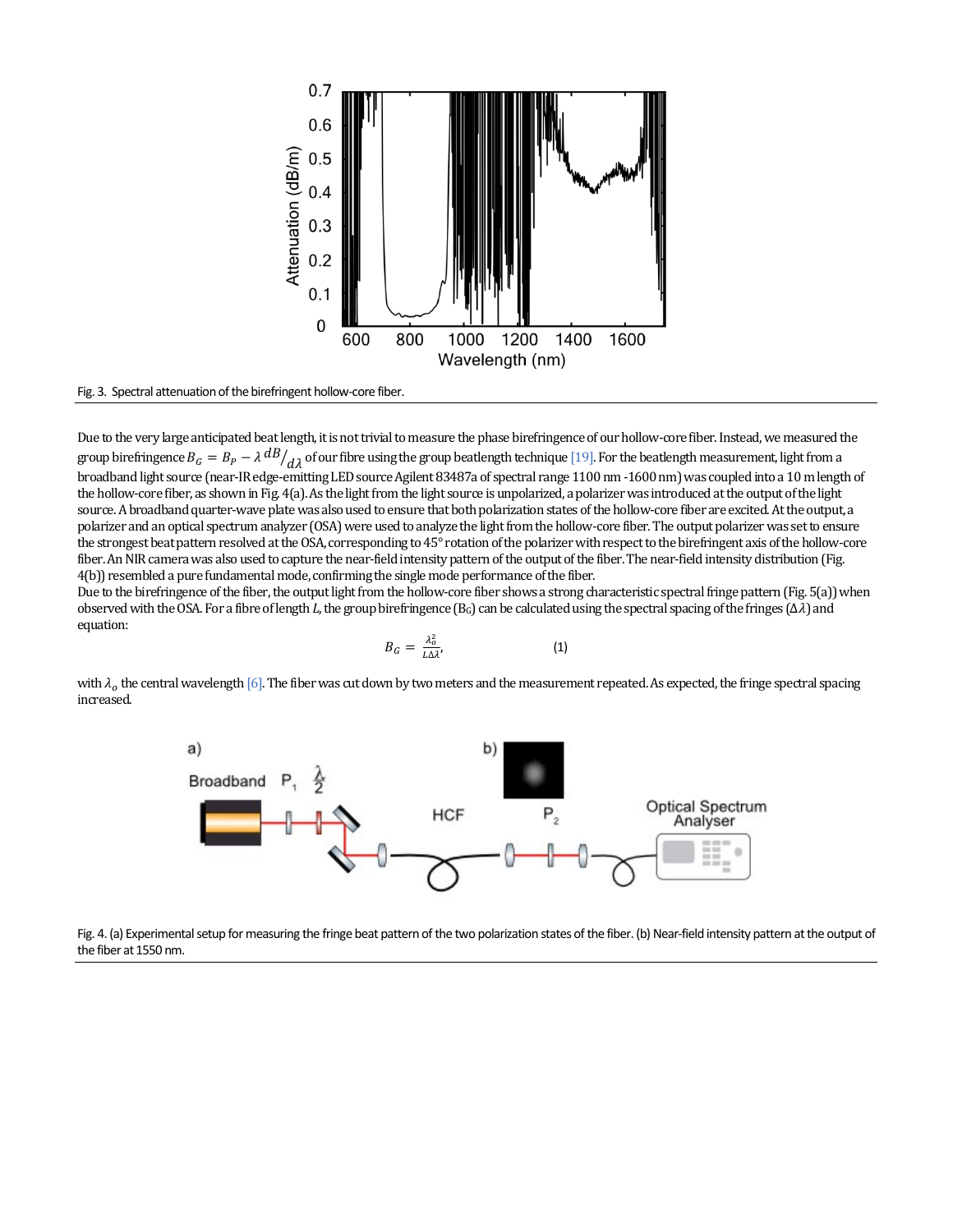Fig. 3. Spectral attenuation of the birefringent hollow-core fiber.

Due to the very large anticipated beat length, it is not trivial to measure the phase birefringence of our hollow-core fiber. Instead, we measured the group birefringence $B_G = B_P - \lambda \, {}^{dB}/_{d\lambda}$ of our fibre using the group beatlength technique [19]. For the beatlength measurement, light from a broadband light source (near-IR edge-emitting LED source Agilent 83487a of spectral range 1100 nm -1600 nm) was coupled into a 10 m length of the hollow-core fiber, as shown in Fig. 4(a). As the light from the light source is unpolarized, a polarizer was introduced at the output of the light source. A broadband quarter-wave plate was also used to ensure that both polarization states of the hollow-core fiber are excited. At the output, a polarizer and an optical spectrum analyzer (OSA) were used to analyze the light from the hollow-core fiber. The output polarizer was set to ensure the strongest beat pattern resolved at the OSA, corresponding to 45° rotation of the polarizer with respect to the birefringent axis of the hollow-core fiber. An NIR camera was also used to capture the near-field intensity pattern of the output of the fiber. The near-field intensity distribution (Fig. 4(b)) resembled a pure fundamental mode, confirming the single mode performance of the fiber.

Due to the birefringence of the fiber, the output light from the hollow-core fiber shows a strong characteristic spectral fringe pattern (Fig. 5(a)) when observed with the OSA. For a fibre of length $L$, the group birefringence ($B_G$) can be calculated using the spectral spacing of the fringes ($\Delta\lambda$) and equation:

$$B_G = \frac{\lambda_o^2}{L\Delta\lambda}, \qquad (1)$$

with $\lambda_o$ the central wavelength [6]. The fiber was cut down by two meters and the measurement repeated. As expected, the fringe spectral spacing increased.

Fig. 4. (a) Experimental setup for measuring the fringe beat pattern of the two polarization states of the fiber. (b) Near-field intensity pattern at the output of the fiber at 1550 nm.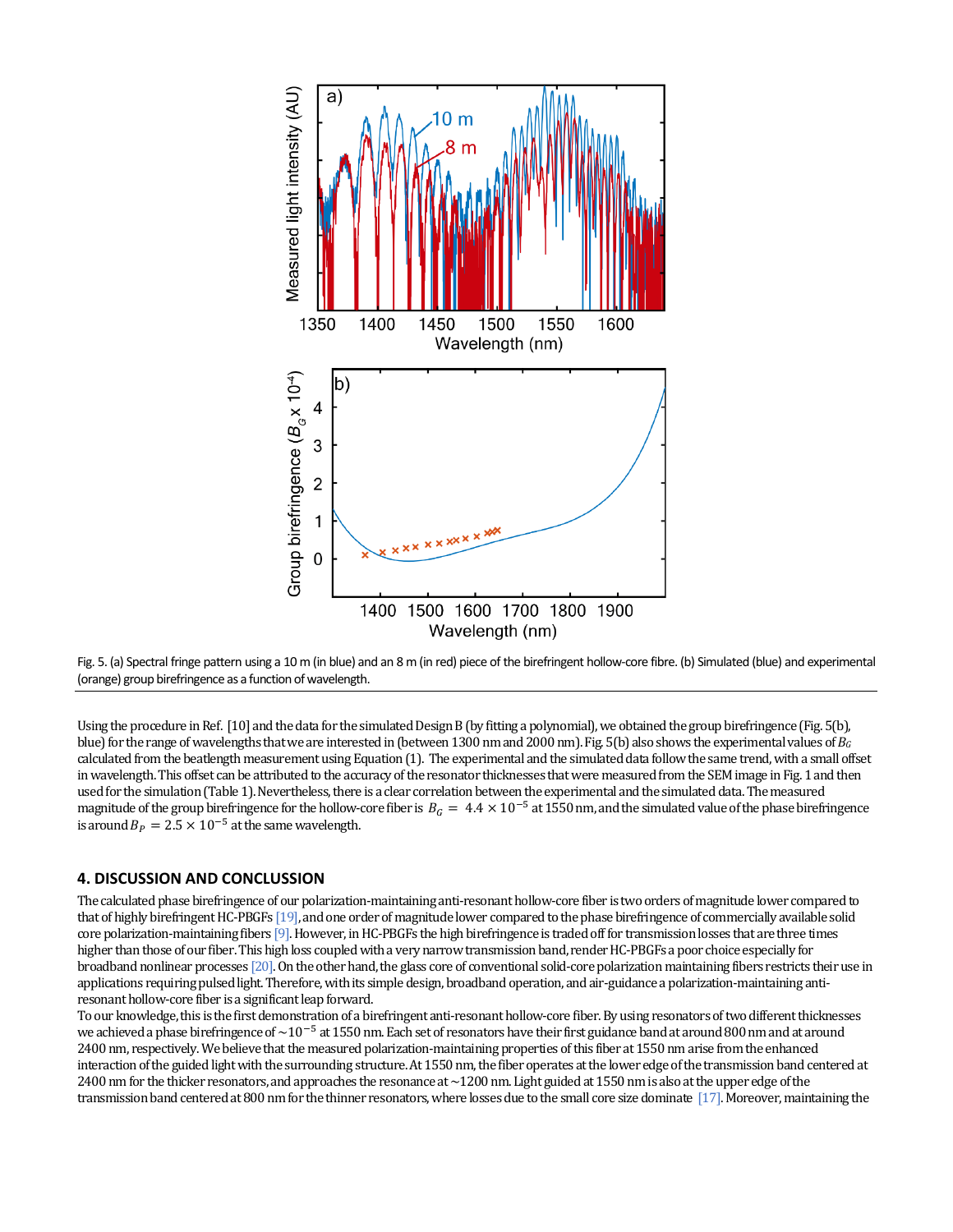Fig. 5. (a) Spectral fringe pattern using a 10 m (in blue) and an 8 m (in red) piece of the birefringent hollow-core fibre. (b) Simulated (blue) and experimental (orange) group birefringence as a function of wavelength.

Using the procedure in Ref. [10] and the data for the simulated Design B (by fitting a polynomial), we obtained the group birefringence (Fig. 5(b), blue) for the range of wavelengths that we are interested in (between 1300 nm and 2000 nm). Fig. 5(b) also shows the experimental values of $B_G$ calculated from the beatlength measurement using Equation (1). The experimental and the simulated data follow the same trend, with a small offset in wavelength. This offset can be attributed to the accuracy of the resonator thicknesses that were measured from the SEM image in Fig. 1 and then used for the simulation (Table 1). Nevertheless, there is a clear correlation between the experimental and the simulated data. The measured magnitude of the group birefringence for the hollow-core fiber is $B_G = 4.4 \times 10^{-5}$ at 1550 nm, and the simulated value of the phase birefringence is around $B_P = 2.5 \times 10^{-5}$ at the same wavelength.

## 4. DISCUSSION AND CONCLUSSION

The calculated phase birefringence of our polarization-maintaining anti-resonant hollow-core fiber is two orders of magnitude lower compared to that of highly birefringent HC-PBGFs [19], and one order of magnitude lower compared to the phase birefringence of commercially available solid core polarization-maintaining fibers [9]. However, in HC-PBGFs the high birefringence is traded off for transmission losses that are three times higher than those of our fiber. This high loss coupled with a very narrow transmission band, render HC-PBGFs a poor choice especially for broadband nonlinear processes [20]. On the other hand, the glass core of conventional solid-core polarization maintaining fibers restricts their use in applications requiring pulsed light. Therefore, with its simple design, broadband operation, and air-guidance a polarization-maintaining anti-resonant hollow-core fiber is a significant leap forward.

To our knowledge, this is the first demonstration of a birefringent anti-resonant hollow-core fiber. By using resonators of two different thicknesses we achieved a phase birefringence of $\sim 10^{-5}$ at 1550 nm. Each set of resonators have their first guidance band at around 800 nm and at around 2400 nm, respectively. We believe that the measured polarization-maintaining properties of this fiber at 1550 nm arise from the enhanced interaction of the guided light with the surrounding structure. At 1550 nm, the fiber operates at the lower edge of the transmission band centered at 2400 nm for the thicker resonators, and approaches the resonance at ~1200 nm. Light guided at 1550 nm is also at the upper edge of the transmission band centered at 800 nm for the thinner resonators, where losses due to the small core size dominate [17]. Moreover, maintaining the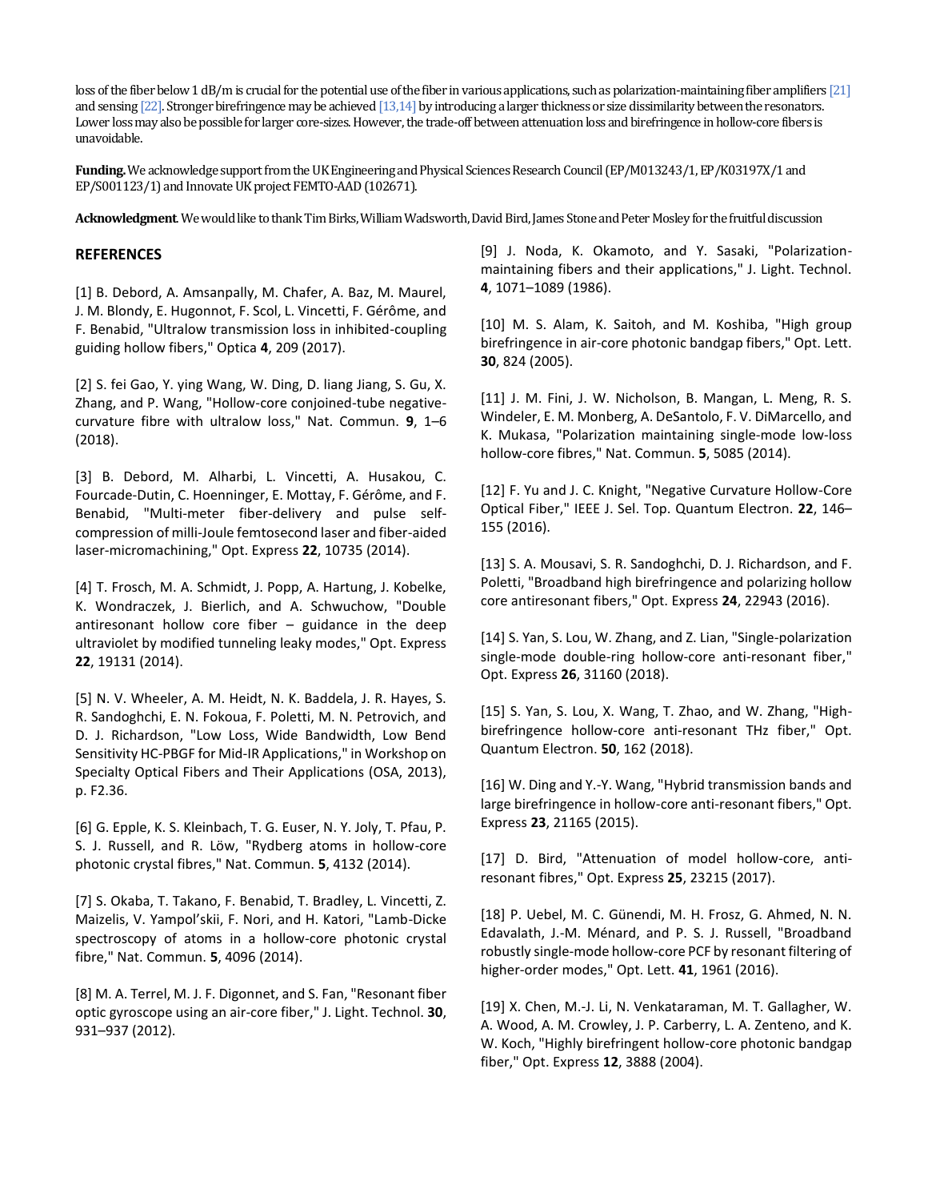loss of the fiber below 1 dB/m is crucial for the potential use of the fiber in various applications, such as polarization-maintaining fiber amplifiers [21] and sensing [22]. Stronger birefringence may be achieved [13,14] by introducing a larger thickness or size dissimilarity between the resonators. Lower loss may also be possible for larger core-sizes. However, the trade-off between attenuation loss and birefringence in hollow-core fibers is unavoidable.

**Funding.** We acknowledge support from the UK Engineering and Physical Sciences Research Council (EP/M013243/1, EP/K03197X/1 and EP/S001123/1) and Innovate UK project FEMTO-AAD (102671).

**Acknowledgment**. We would like to thank Tim Birks, William Wadsworth, David Bird, James Stone and Peter Mosley for the fruitful discussion

## REFERENCES

[1] B. Debord, A. Amsanpally, M. Chafer, A. Baz, M. Maurel, J. M. Blondy, E. Hugonnot, F. Scol, L. Vincetti, F. Gérôme, and F. Benabid, "Ultralow transmission loss in inhibited-coupling guiding hollow fibers," Optica **4**, 209 (2017).

[2] S. fei Gao, Y. ying Wang, W. Ding, D. liang Jiang, S. Gu, X. Zhang, and P. Wang, "Hollow-core conjoined-tube negative-curvature fibre with ultralow loss," Nat. Commun. **9**, 1–6 (2018).

[3] B. Debord, M. Alharbi, L. Vincetti, A. Husakou, C. Fourcade-Dutin, C. Hoenninger, E. Mottay, F. Gérôme, and F. Benabid, "Multi-meter fiber-delivery and pulse self-compression of milli-Joule femtosecond laser and fiber-aided laser-micromachining," Opt. Express **22**, 10735 (2014).

[4] T. Frosch, M. A. Schmidt, J. Popp, A. Hartung, J. Kobelke, K. Wondraczek, J. Bierlich, and A. Schwuchow, "Double antiresonant hollow core fiber – guidance in the deep ultraviolet by modified tunneling leaky modes," Opt. Express **22**, 19131 (2014).

[5] N. V. Wheeler, A. M. Heidt, N. K. Baddela, J. R. Hayes, S. R. Sandoghchi, E. N. Fokoua, F. Poletti, M. N. Petrovich, and D. J. Richardson, "Low Loss, Wide Bandwidth, Low Bend Sensitivity HC-PBGF for Mid-IR Applications," in Workshop on Specialty Optical Fibers and Their Applications (OSA, 2013), p. F2.36.

[6] G. Epple, K. S. Kleinbach, T. G. Euser, N. Y. Joly, T. Pfau, P. S. J. Russell, and R. Löw, "Rydberg atoms in hollow-core photonic crystal fibres," Nat. Commun. **5**, 4132 (2014).

[7] S. Okaba, T. Takano, F. Benabid, T. Bradley, L. Vincetti, Z. Maizelis, V. Yampol'skii, F. Nori, and H. Katori, "Lamb-Dicke spectroscopy of atoms in a hollow-core photonic crystal fibre," Nat. Commun. **5**, 4096 (2014).

[8] M. A. Terrel, M. J. F. Digonnet, and S. Fan, "Resonant fiber optic gyroscope using an air-core fiber," J. Light. Technol. **30**, 931–937 (2012).

[9] J. Noda, K. Okamoto, and Y. Sasaki, "Polarization-maintaining fibers and their applications," J. Light. Technol. **4**, 1071–1089 (1986).

[10] M. S. Alam, K. Saitoh, and M. Koshiba, "High group birefringence in air-core photonic bandgap fibers," Opt. Lett. **30**, 824 (2005).

[11] J. M. Fini, J. W. Nicholson, B. Mangan, L. Meng, R. S. Windeler, E. M. Monberg, A. DeSantolo, F. V. DiMarcello, and K. Mukasa, "Polarization maintaining single-mode low-loss hollow-core fibres," Nat. Commun. **5**, 5085 (2014).

[12] F. Yu and J. C. Knight, "Negative Curvature Hollow-Core Optical Fiber," IEEE J. Sel. Top. Quantum Electron. **22**, 146–155 (2016).

[13] S. A. Mousavi, S. R. Sandoghchi, D. J. Richardson, and F. Poletti, "Broadband high birefringence and polarizing hollow core antiresonant fibers," Opt. Express **24**, 22943 (2016).

[14] S. Yan, S. Lou, W. Zhang, and Z. Lian, "Single-polarization single-mode double-ring hollow-core anti-resonant fiber," Opt. Express **26**, 31160 (2018).

[15] S. Yan, S. Lou, X. Wang, T. Zhao, and W. Zhang, "High-birefringence hollow-core anti-resonant THz fiber," Opt. Quantum Electron. **50**, 162 (2018).

[16] W. Ding and Y.-Y. Wang, "Hybrid transmission bands and large birefringence in hollow-core anti-resonant fibers," Opt. Express **23**, 21165 (2015).

[17] D. Bird, "Attenuation of model hollow-core, anti-resonant fibres," Opt. Express **25**, 23215 (2017).

[18] P. Uebel, M. C. Günendi, M. H. Frosz, G. Ahmed, N. N. Edavalath, J.-M. Ménard, and P. S. J. Russell, "Broadband robustly single-mode hollow-core PCF by resonant filtering of higher-order modes," Opt. Lett. **41**, 1961 (2016).

[19] X. Chen, M.-J. Li, N. Venkataraman, M. T. Gallagher, W. A. Wood, A. M. Crowley, J. P. Carberry, L. A. Zenteno, and K. W. Koch, "Highly birefringent hollow-core photonic bandgap fiber," Opt. Express **12**, 3888 (2004).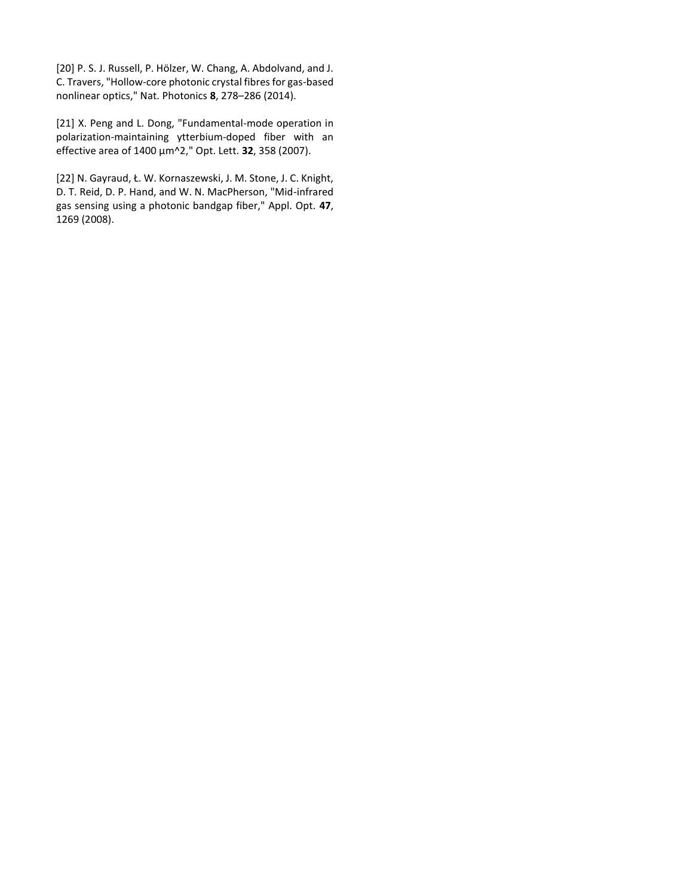[20] P. S. J. Russell, P. Hölzer, W. Chang, A. Abdolvand, and J. C. Travers, "Hollow-core photonic crystal fibres for gas-based nonlinear optics," Nat. Photonics **8**, 278–286 (2014).

[21] X. Peng and L. Dong, "Fundamental-mode operation in polarization-maintaining ytterbium-doped fiber with an effective area of 1400 µm^2," Opt. Lett. **32**, 358 (2007).

[22] N. Gayraud, Ł. W. Kornaszewski, J. M. Stone, J. C. Knight, D. T. Reid, D. P. Hand, and W. N. MacPherson, "Mid-infrared gas sensing using a photonic bandgap fiber," Appl. Opt. **47**, 1269 (2008).